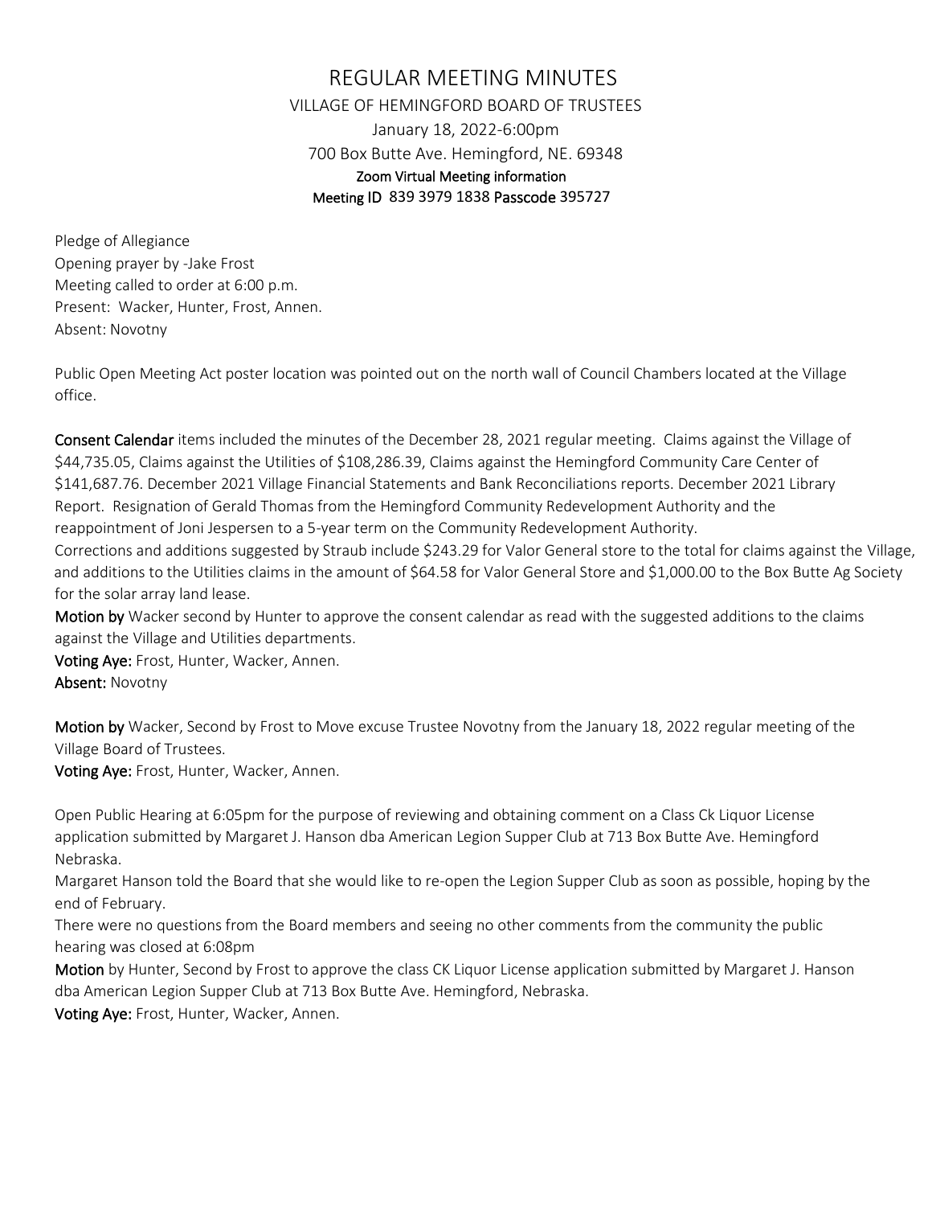# REGULAR MEETING MINUTES

VILLAGE OF HEMINGFORD BOARD OF TRUSTEES

January 18, 2022-6:00pm

700 Box Butte Ave. Hemingford, NE. 69348

**Zoom Virtual Meeting information**

**Meeting ID** 839 3979 1838 **Passcode** 395727

Pledge of Allegiance
Opening prayer by -Jake Frost
Meeting called to order at 6:00 p.m.
Present: Wacker, Hunter, Frost, Annen.
Absent: Novotny

Public Open Meeting Act poster location was pointed out on the north wall of Council Chambers located at the Village office.

**Consent Calendar** items included the minutes of the December 28, 2021 regular meeting. Claims against the Village of $44,735.05, Claims against the Utilities of $108,286.39, Claims against the Hemingford Community Care Center of $141,687.76. December 2021 Village Financial Statements and Bank Reconciliations reports. December 2021 Library Report. Resignation of Gerald Thomas from the Hemingford Community Redevelopment Authority and the reappointment of Joni Jespersen to a 5-year term on the Community Redevelopment Authority.
Corrections and additions suggested by Straub include $243.29 for Valor General store to the total for claims against the Village, and additions to the Utilities claims in the amount of $64.58 for Valor General Store and $1,000.00 to the Box Butte Ag Society for the solar array land lease.
**Motion by** Wacker second by Hunter to approve the consent calendar as read with the suggested additions to the claims against the Village and Utilities departments.
**Voting Aye:** Frost, Hunter, Wacker, Annen.
**Absent:** Novotny

**Motion by** Wacker, Second by Frost to Move excuse Trustee Novotny from the January 18, 2022 regular meeting of the Village Board of Trustees.
**Voting Aye:** Frost, Hunter, Wacker, Annen.

Open Public Hearing at 6:05pm for the purpose of reviewing and obtaining comment on a Class Ck Liquor License application submitted by Margaret J. Hanson dba American Legion Supper Club at 713 Box Butte Ave. Hemingford Nebraska.
Margaret Hanson told the Board that she would like to re-open the Legion Supper Club as soon as possible, hoping by the end of February.
There were no questions from the Board members and seeing no other comments from the community the public hearing was closed at 6:08pm
**Motion** by Hunter, Second by Frost to approve the class CK Liquor License application submitted by Margaret J. Hanson dba American Legion Supper Club at 713 Box Butte Ave. Hemingford, Nebraska.
**Voting Aye:** Frost, Hunter, Wacker, Annen.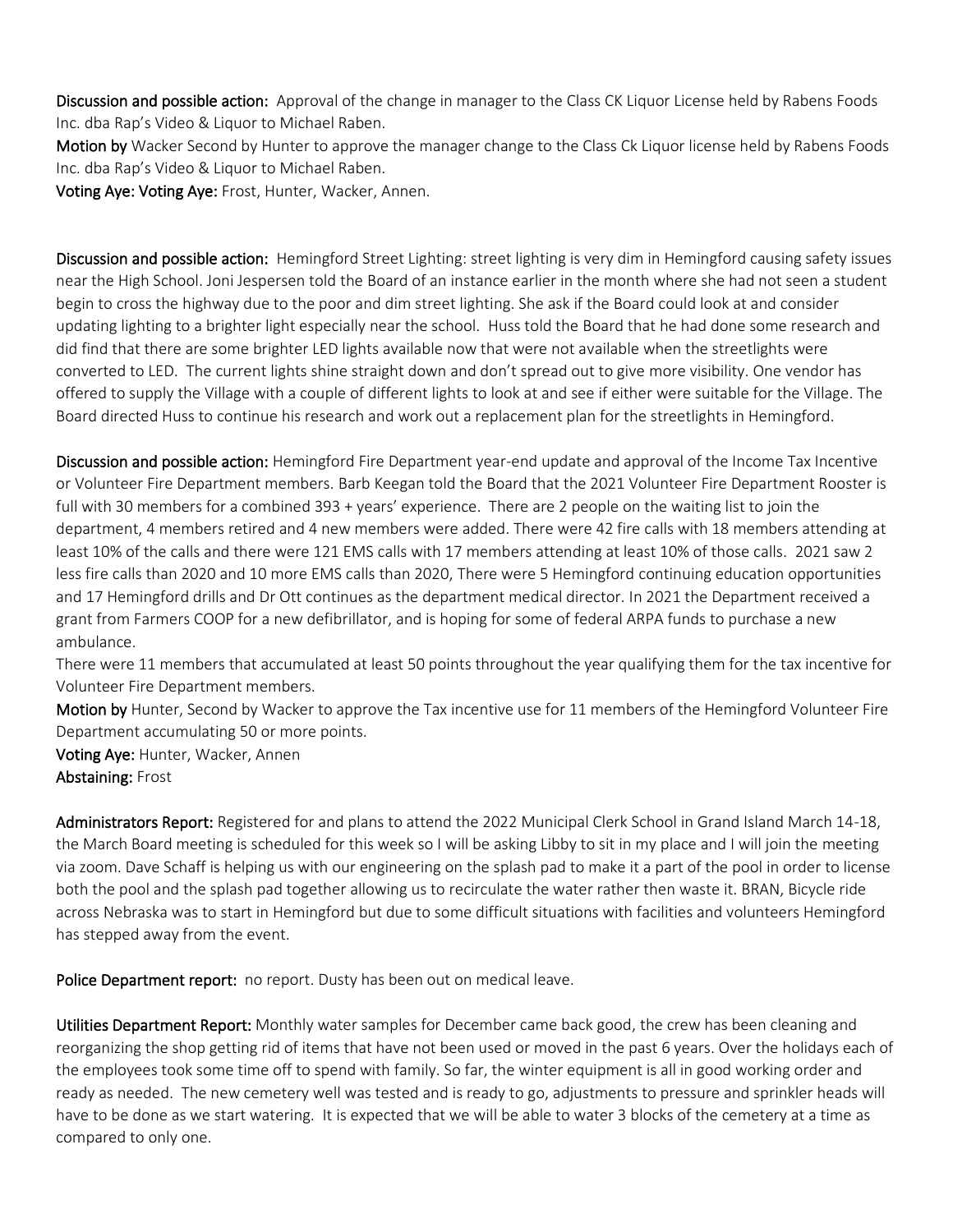**Discussion and possible action:** Approval of the change in manager to the Class CK Liquor License held by Rabens Foods Inc. dba Rap's Video & Liquor to Michael Raben.

**Motion by** Wacker Second by Hunter to approve the manager change to the Class Ck Liquor license held by Rabens Foods Inc. dba Rap's Video & Liquor to Michael Raben.

**Voting Aye: Voting Aye:** Frost, Hunter, Wacker, Annen.

**Discussion and possible action:** Hemingford Street Lighting: street lighting is very dim in Hemingford causing safety issues near the High School. Joni Jespersen told the Board of an instance earlier in the month where she had not seen a student begin to cross the highway due to the poor and dim street lighting. She ask if the Board could look at and consider updating lighting to a brighter light especially near the school. Huss told the Board that he had done some research and did find that there are some brighter LED lights available now that were not available when the streetlights were converted to LED. The current lights shine straight down and don't spread out to give more visibility. One vendor has offered to supply the Village with a couple of different lights to look at and see if either were suitable for the Village. The Board directed Huss to continue his research and work out a replacement plan for the streetlights in Hemingford.

**Discussion and possible action:** Hemingford Fire Department year-end update and approval of the Income Tax Incentive or Volunteer Fire Department members. Barb Keegan told the Board that the 2021 Volunteer Fire Department Rooster is full with 30 members for a combined 393 + years' experience. There are 2 people on the waiting list to join the department, 4 members retired and 4 new members were added. There were 42 fire calls with 18 members attending at least 10% of the calls and there were 121 EMS calls with 17 members attending at least 10% of those calls. 2021 saw 2 less fire calls than 2020 and 10 more EMS calls than 2020, There were 5 Hemingford continuing education opportunities and 17 Hemingford drills and Dr Ott continues as the department medical director. In 2021 the Department received a grant from Farmers COOP for a new defibrillator, and is hoping for some of federal ARPA funds to purchase a new ambulance.

There were 11 members that accumulated at least 50 points throughout the year qualifying them for the tax incentive for Volunteer Fire Department members.

**Motion by** Hunter, Second by Wacker to approve the Tax incentive use for 11 members of the Hemingford Volunteer Fire Department accumulating 50 or more points.

**Voting Aye:** Hunter, Wacker, Annen

**Abstaining:** Frost

**Administrators Report:** Registered for and plans to attend the 2022 Municipal Clerk School in Grand Island March 14-18, the March Board meeting is scheduled for this week so I will be asking Libby to sit in my place and I will join the meeting via zoom. Dave Schaff is helping us with our engineering on the splash pad to make it a part of the pool in order to license both the pool and the splash pad together allowing us to recirculate the water rather then waste it. BRAN, Bicycle ride across Nebraska was to start in Hemingford but due to some difficult situations with facilities and volunteers Hemingford has stepped away from the event.

**Police Department report:** no report. Dusty has been out on medical leave.

**Utilities Department Report:** Monthly water samples for December came back good, the crew has been cleaning and reorganizing the shop getting rid of items that have not been used or moved in the past 6 years. Over the holidays each of the employees took some time off to spend with family. So far, the winter equipment is all in good working order and ready as needed. The new cemetery well was tested and is ready to go, adjustments to pressure and sprinkler heads will have to be done as we start watering. It is expected that we will be able to water 3 blocks of the cemetery at a time as compared to only one.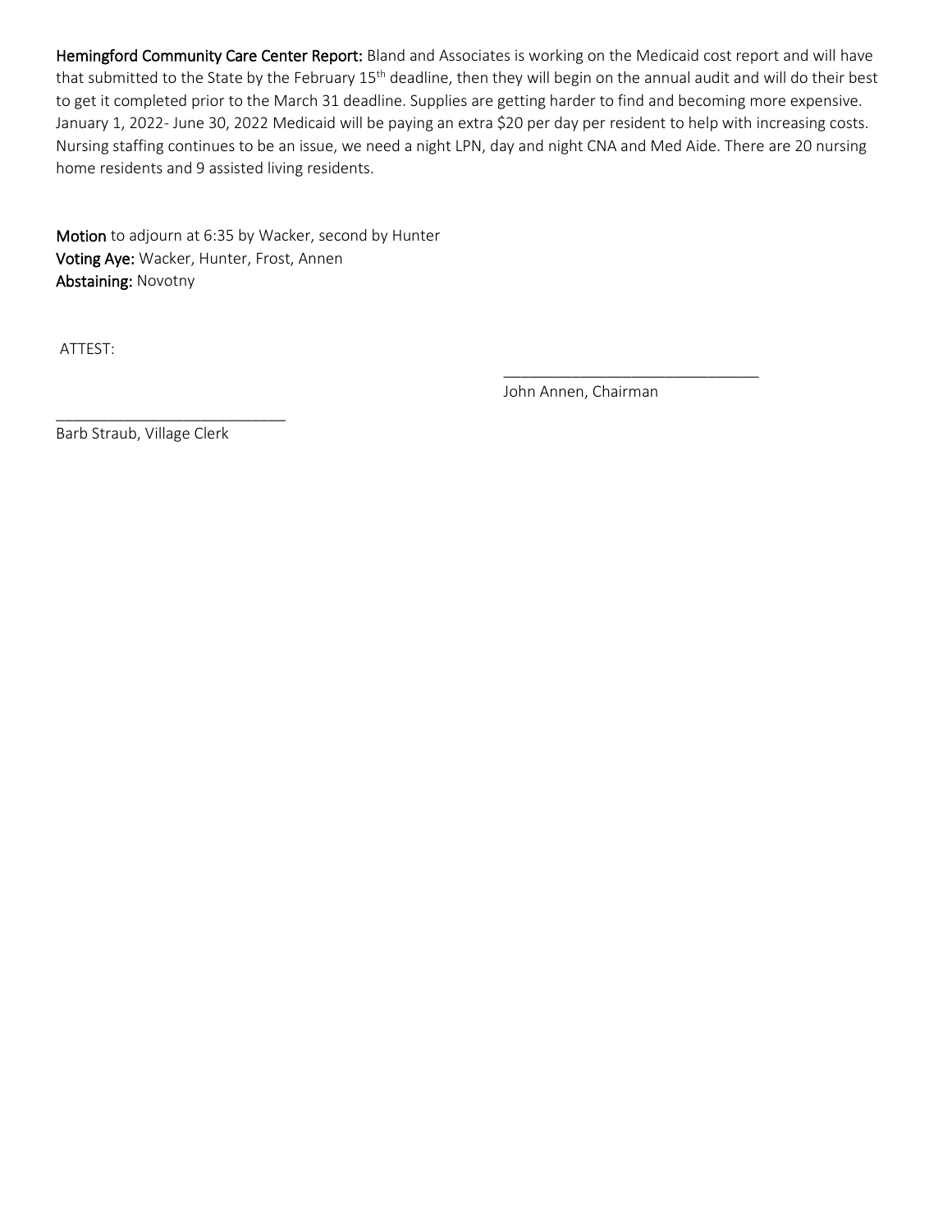**Hemingford Community Care Center Report:** Bland and Associates is working on the Medicaid cost report and will have that submitted to the State by the February 15th deadline, then they will begin on the annual audit and will do their best to get it completed prior to the March 31 deadline. Supplies are getting harder to find and becoming more expensive. January 1, 2022- June 30, 2022 Medicaid will be paying an extra $20 per day per resident to help with increasing costs. Nursing staffing continues to be an issue, we need a night LPN, day and night CNA and Med Aide. There are 20 nursing home residents and 9 assisted living residents.

**Motion** to adjourn at 6:35 by Wacker, second by Hunter
**Voting Aye:** Wacker, Hunter, Frost, Annen
**Abstaining:** Novotny

ATTEST:

_______________________________
John Annen, Chairman

___________________________
Barb Straub, Village Clerk